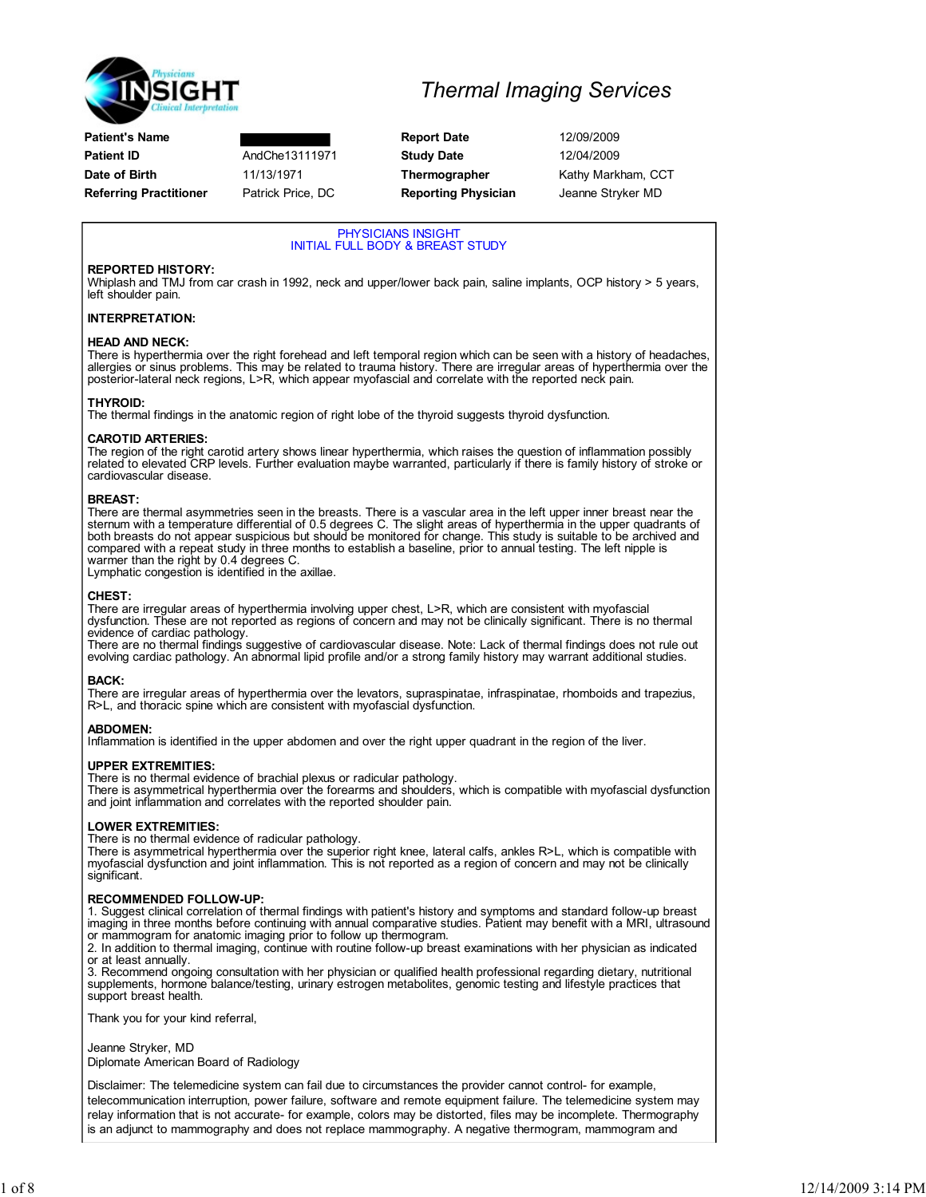Physicians INSIGHT Clinical Interpretation

# Thermal Imaging Services

| | | | |
|---|---|---|---|
| **Patient's Name** | [REDACTED] | **Report Date** | 12/09/2009 |
| **Patient ID** | AndChe13111971 | **Study Date** | 12/04/2009 |
| **Date of Birth** | 11/13/1971 | **Thermographer** | Kathy Markham, CCT |
| **Referring Practitioner** | Patrick Price, DC | **Reporting Physician** | Jeanne Stryker MD |

## PHYSICIANS INSIGHT
## INITIAL FULL BODY & BREAST STUDY

**REPORTED HISTORY:**
Whiplash and TMJ from car crash in 1992, neck and upper/lower back pain, saline implants, OCP history > 5 years, left shoulder pain.

**INTERPRETATION:**

**HEAD AND NECK:**
There is hyperthermia over the right forehead and left temporal region which can be seen with a history of headaches, allergies or sinus problems. This may be related to trauma history. There are irregular areas of hyperthermia over the posterior-lateral neck regions, L>R, which appear myofascial and correlate with the reported neck pain.

**THYROID:**
The thermal findings in the anatomic region of right lobe of the thyroid suggests thyroid dysfunction.

**CAROTID ARTERIES:**
The region of the right carotid artery shows linear hyperthermia, which raises the question of inflammation possibly related to elevated CRP levels. Further evaluation maybe warranted, particularly if there is family history of stroke or cardiovascular disease.

**BREAST:**
There are thermal asymmetries seen in the breasts. There is a vascular area in the left upper inner breast near the sternum with a temperature differential of 0.5 degrees C. The slight areas of hyperthermia in the upper quadrants of both breasts do not appear suspicious but should be monitored for change. This study is suitable to be archived and compared with a repeat study in three months to establish a baseline, prior to annual testing. The left nipple is warmer than the right by 0.4 degrees C.
Lymphatic congestion is identified in the axillae.

**CHEST:**
There are irregular areas of hyperthermia involving upper chest, L>R, which are consistent with myofascial dysfunction. These are not reported as regions of concern and may not be clinically significant. There is no thermal evidence of cardiac pathology.
There are no thermal findings suggestive of cardiovascular disease. Note: Lack of thermal findings does not rule out evolving cardiac pathology. An abnormal lipid profile and/or a strong family history may warrant additional studies.

**BACK:**
There are irregular areas of hyperthermia over the levators, supraspinatae, infraspinatae, rhomboids and trapezius, R>L, and thoracic spine which are consistent with myofascial dysfunction.

**ABDOMEN:**
Inflammation is identified in the upper abdomen and over the right upper quadrant in the region of the liver.

**UPPER EXTREMITIES:**
There is no thermal evidence of brachial plexus or radicular pathology.
There is asymmetrical hyperthermia over the forearms and shoulders, which is compatible with myofascial dysfunction and joint inflammation and correlates with the reported shoulder pain.

**LOWER EXTREMITIES:**
There is no thermal evidence of radicular pathology.
There is asymmetrical hyperthermia over the superior right knee, lateral calfs, ankles R>L, which is compatible with myofascial dysfunction and joint inflammation. This is not reported as a region of concern and may not be clinically significant.

**RECOMMENDED FOLLOW-UP:**
1. Suggest clinical correlation of thermal findings with patient's history and symptoms and standard follow-up breast imaging in three months before continuing with annual comparative studies. Patient may benefit with a MRI, ultrasound or mammogram for anatomic imaging prior to follow up thermogram.
2. In addition to thermal imaging, continue with routine follow-up breast examinations with her physician as indicated or at least annually.
3. Recommend ongoing consultation with her physician or qualified health professional regarding dietary, nutritional supplements, hormone balance/testing, urinary estrogen metabolites, genomic testing and lifestyle practices that support breast health.

Thank you for your kind referral,

Jeanne Stryker, MD
Diplomate American Board of Radiology

Disclaimer: The telemedicine system can fail due to circumstances the provider cannot control- for example, telecommunication interruption, power failure, software and remote equipment failure. The telemedicine system may relay information that is not accurate- for example, colors may be distorted, files may be incomplete. Thermography is an adjunct to mammography and does not replace mammography. A negative thermogram, mammogram and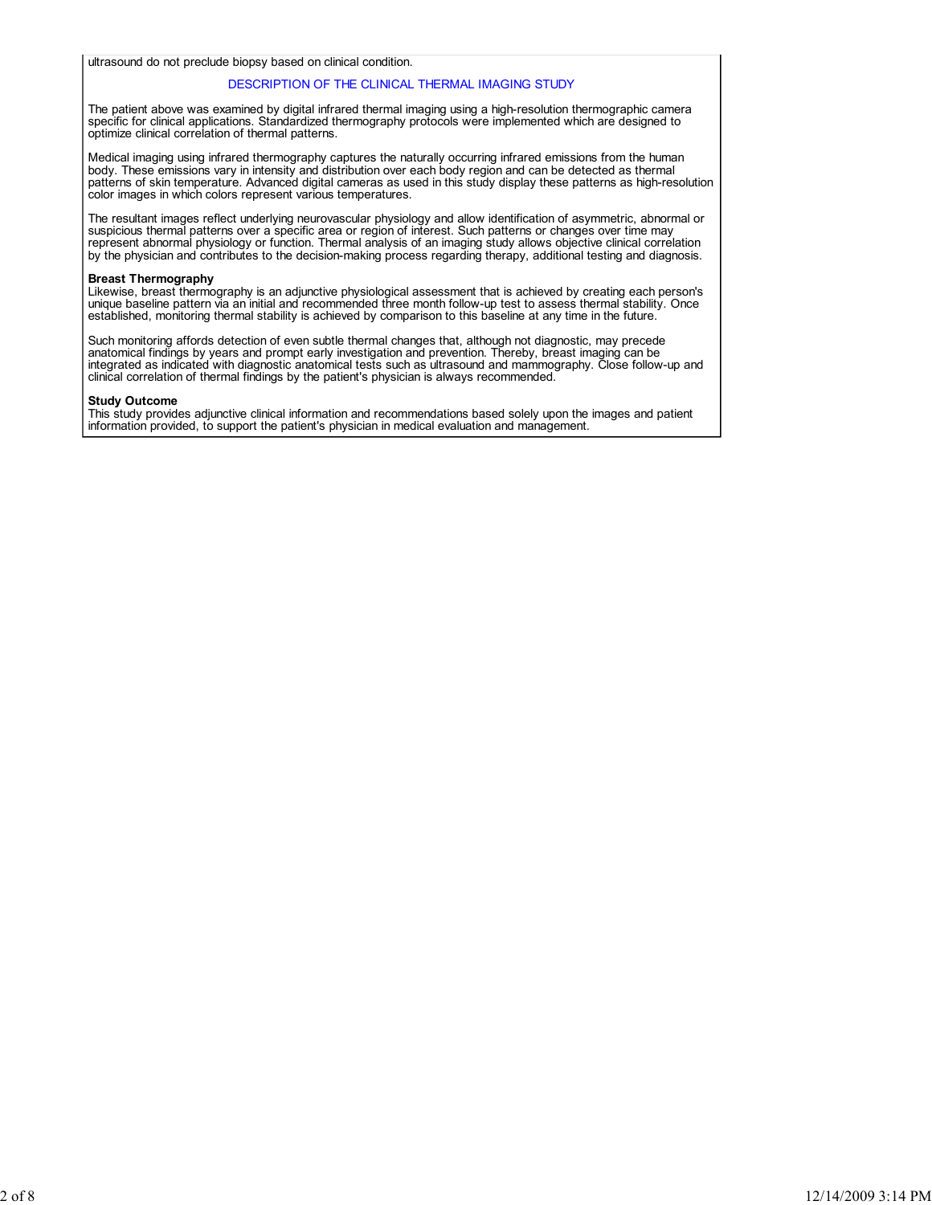ultrasound do not preclude biopsy based on clinical condition.

## DESCRIPTION OF THE CLINICAL THERMAL IMAGING STUDY

The patient above was examined by digital infrared thermal imaging using a high-resolution thermographic camera specific for clinical applications. Standardized thermography protocols were implemented which are designed to optimize clinical correlation of thermal patterns.

Medical imaging using infrared thermography captures the naturally occurring infrared emissions from the human body. These emissions vary in intensity and distribution over each body region and can be detected as thermal patterns of skin temperature. Advanced digital cameras as used in this study display these patterns as high-resolution color images in which colors represent various temperatures.

The resultant images reflect underlying neurovascular physiology and allow identification of asymmetric, abnormal or suspicious thermal patterns over a specific area or region of interest. Such patterns or changes over time may represent abnormal physiology or function. Thermal analysis of an imaging study allows objective clinical correlation by the physician and contributes to the decision-making process regarding therapy, additional testing and diagnosis.

**Breast Thermography**
Likewise, breast thermography is an adjunctive physiological assessment that is achieved by creating each person's unique baseline pattern via an initial and recommended three month follow-up test to assess thermal stability. Once established, monitoring thermal stability is achieved by comparison to this baseline at any time in the future.

Such monitoring affords detection of even subtle thermal changes that, although not diagnostic, may precede anatomical findings by years and prompt early investigation and prevention. Thereby, breast imaging can be integrated as indicated with diagnostic anatomical tests such as ultrasound and mammography. Close follow-up and clinical correlation of thermal findings by the patient's physician is always recommended.

**Study Outcome**
This study provides adjunctive clinical information and recommendations based solely upon the images and patient information provided, to support the patient's physician in medical evaluation and management.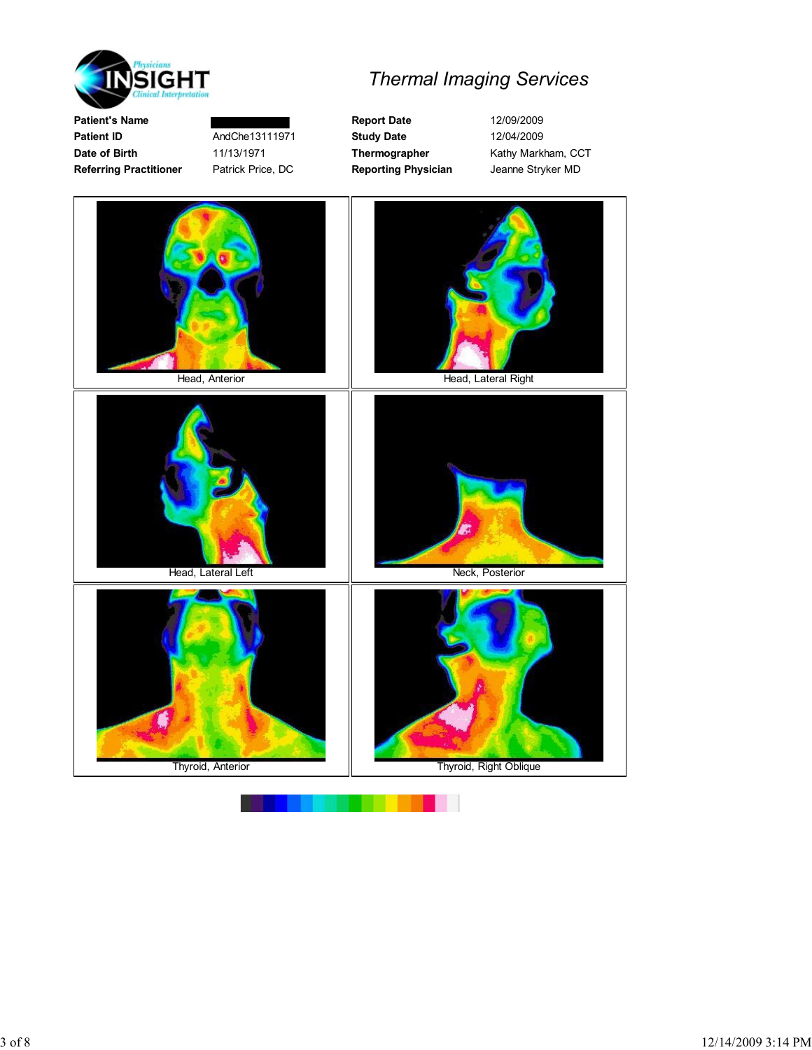## Thermal Imaging Services

| | | | |
|---|---|---|---|
| **Patient's Name** | | **Report Date** | 12/09/2009 |
| **Patient ID** | AndChe13111971 | **Study Date** | 12/04/2009 |
| **Date of Birth** | 11/13/1971 | **Thermographer** | Kathy Markham, CCT |
| **Referring Practitioner** | Patrick Price, DC | **Reporting Physician** | Jeanne Stryker MD |

Head, Anterior

Head, Lateral Right

Head, Lateral Left

Neck, Posterior

Thyroid, Anterior

Thyroid, Right Oblique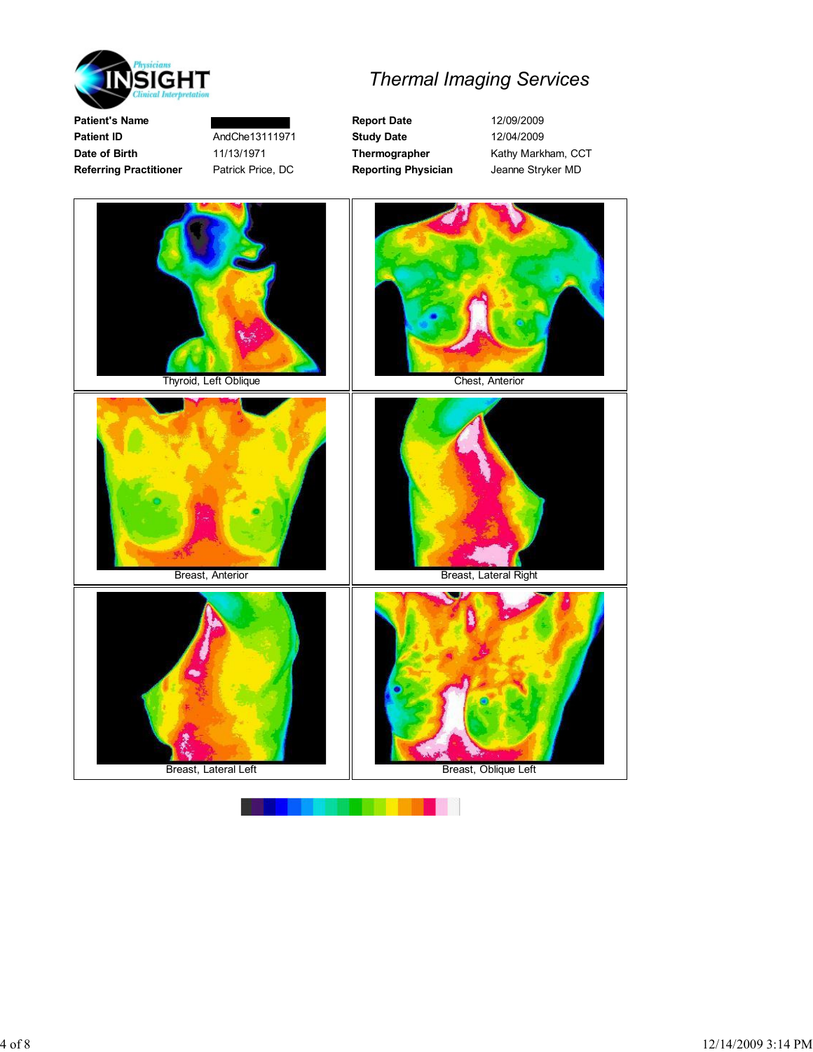## Thermal Imaging Services

| Patient's Name | | Report Date | 12/09/2009 |
|---|---|---|---|
| Patient ID | AndChe13111971 | Study Date | 12/04/2009 |
| Date of Birth | 11/13/1971 | Thermographer | Kathy Markham, CCT |
| Referring Practitioner | Patrick Price, DC | Reporting Physician | Jeanne Stryker MD |

Thyroid, Left Oblique

Chest, Anterior

Breast, Anterior

Breast, Lateral Right

Breast, Lateral Left

Breast, Oblique Left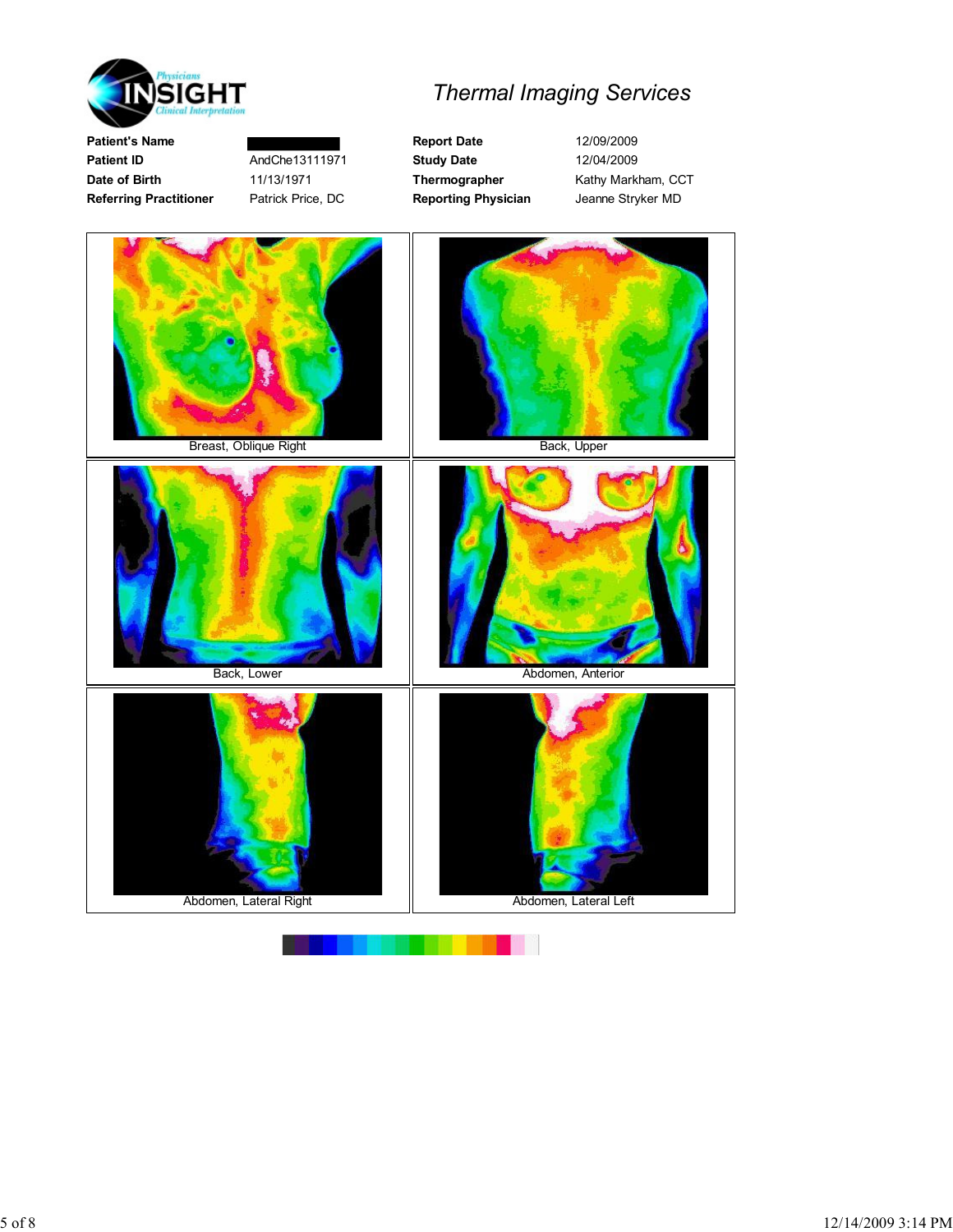Physicians INSIGHT Clinical Interpretation

# Thermal Imaging Services

| | | | |
|---|---|---|---|
| **Patient's Name** | | **Report Date** | 12/09/2009 |
| **Patient ID** | AndChe13111971 | **Study Date** | 12/04/2009 |
| **Date of Birth** | 11/13/1971 | **Thermographer** | Kathy Markham, CCT |
| **Referring Practitioner** | Patrick Price, DC | **Reporting Physician** | Jeanne Stryker MD |

Breast, Oblique Right

Back, Upper

Back, Lower

Abdomen, Anterior

Abdomen, Lateral Right

Abdomen, Lateral Left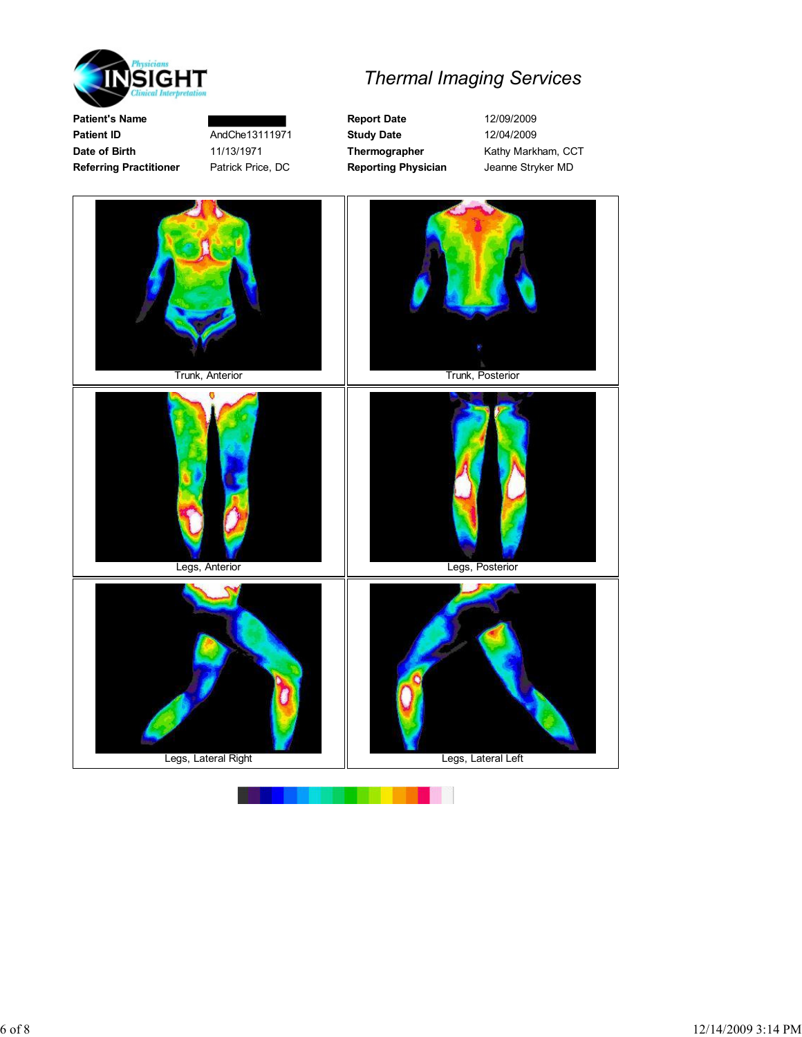Physicians INSIGHT Clinical Interpretation

## *Thermal Imaging Services*

| | | | |
|---|---|---|---|
| **Patient's Name** | | **Report Date** | 12/09/2009 |
| **Patient ID** | AndChe13111971 | **Study Date** | 12/04/2009 |
| **Date of Birth** | 11/13/1971 | **Thermographer** | Kathy Markham, CCT |
| **Referring Practitioner** | Patrick Price, DC | **Reporting Physician** | Jeanne Stryker MD |

Trunk, Anterior

Trunk, Posterior

Legs, Anterior

Legs, Posterior

Legs, Lateral Right

Legs, Lateral Left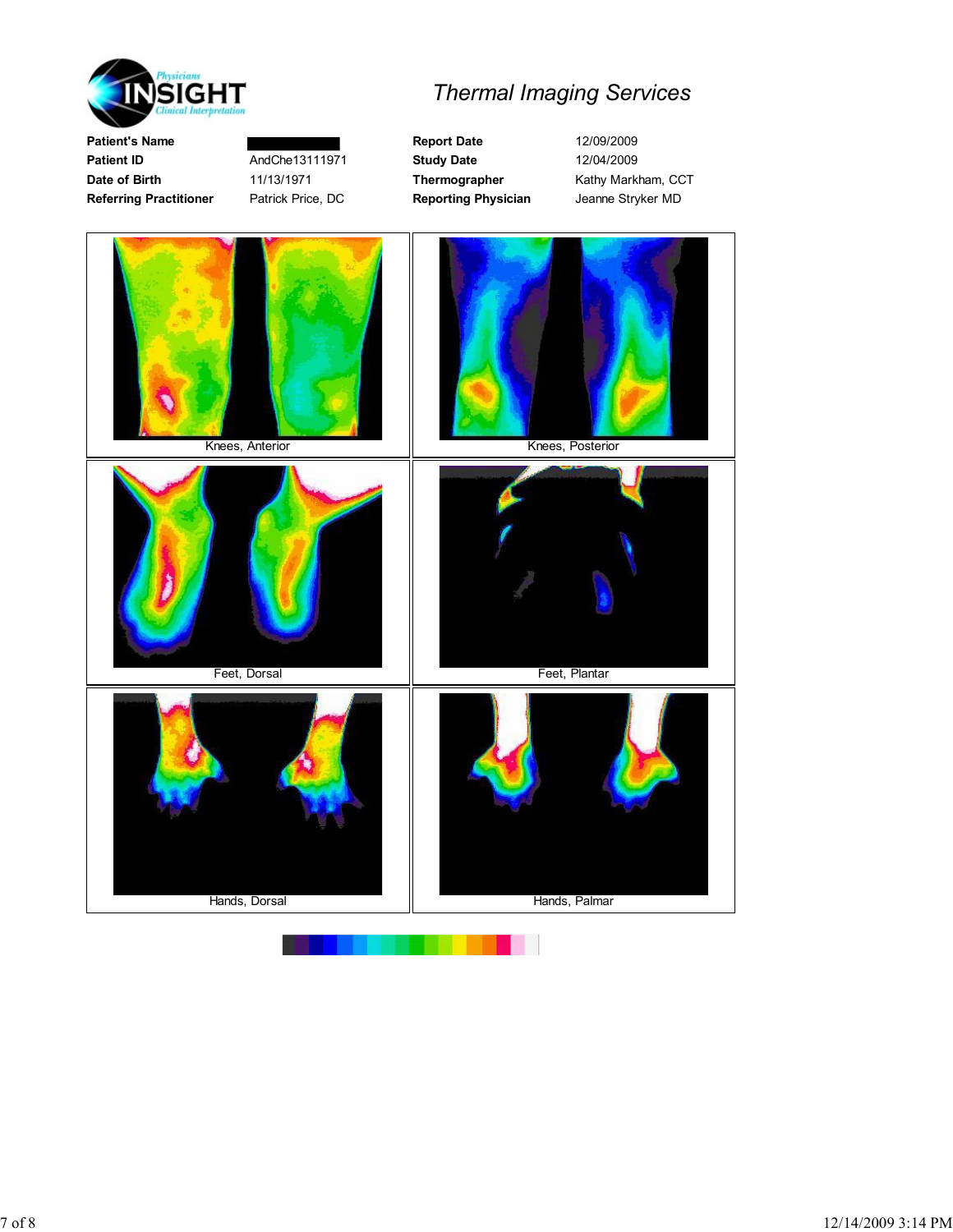# Thermal Imaging Services

| | | | |
|---|---|---|---|
| **Patient's Name** | | **Report Date** | 12/09/2009 |
| **Patient ID** | AndChe13111971 | **Study Date** | 12/04/2009 |
| **Date of Birth** | 11/13/1971 | **Thermographer** | Kathy Markham, CCT |
| **Referring Practitioner** | Patrick Price, DC | **Reporting Physician** | Jeanne Stryker MD |

Knees, Anterior

Knees, Posterior

Feet, Dorsal

Feet, Plantar

Hands, Dorsal

Hands, Palmar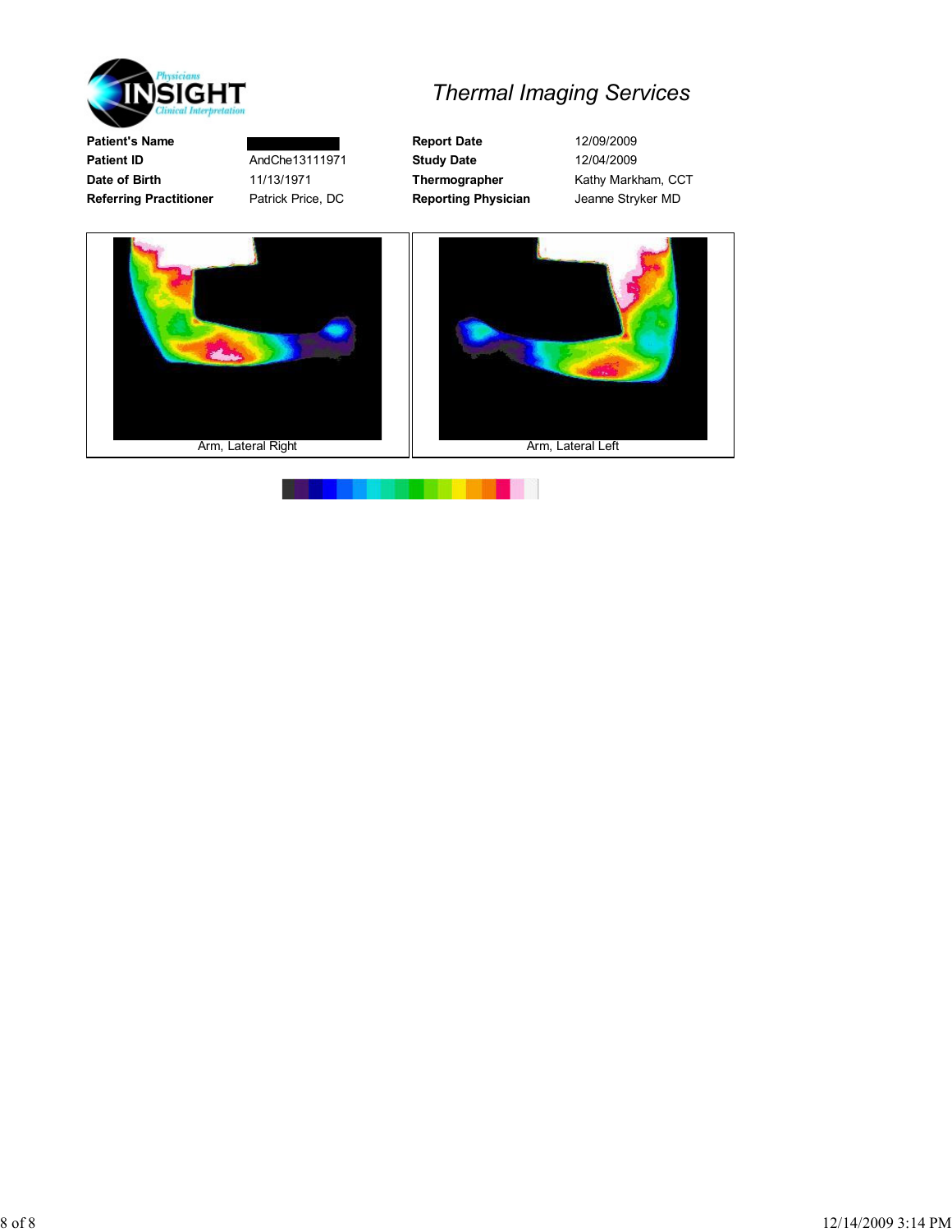Physicians INSIGHT Clinical Interpretation

# Thermal Imaging Services

| | | | |
|---|---|---|---|
| **Patient's Name** | | **Report Date** | 12/09/2009 |
| **Patient ID** | AndChe13111971 | **Study Date** | 12/04/2009 |
| **Date of Birth** | 11/13/1971 | **Thermographer** | Kathy Markham, CCT |
| **Referring Practitioner** | Patrick Price, DC | **Reporting Physician** | Jeanne Stryker MD |

Arm, Lateral Right

Arm, Lateral Left